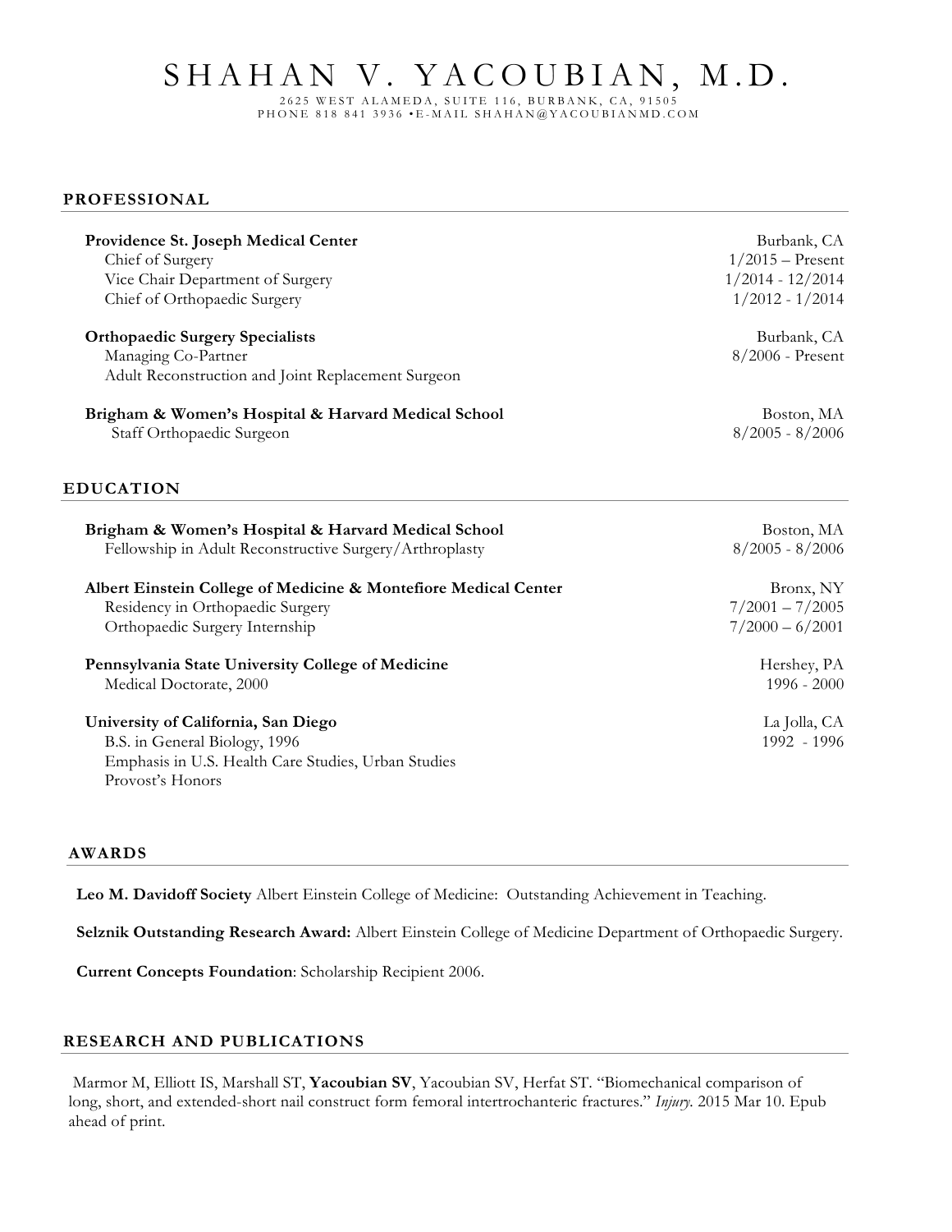# SHAHAN V. YACOUBIAN, M.D.

2625 WEST ALAMEDA, SUITE 116, BURBANK, CA, 91505
PHONE 818 841 3936 •E-MAIL SHAHAN@YACOUBIANMD.COM

## PROFESSIONAL

**Providence St. Joseph Medical Center** — Burbank, CA
- Chief of Surgery — 1/2015 – Present
- Vice Chair Department of Surgery — 1/2014 - 12/2014
- Chief of Orthopaedic Surgery — 1/2012 - 1/2014

**Orthopaedic Surgery Specialists** — Burbank, CA
- Managing Co-Partner — 8/2006 - Present
- Adult Reconstruction and Joint Replacement Surgeon

**Brigham & Women's Hospital & Harvard Medical School** — Boston, MA
- Staff Orthopaedic Surgeon — 8/2005 - 8/2006

## EDUCATION

**Brigham & Women's Hospital & Harvard Medical School** — Boston, MA
- Fellowship in Adult Reconstructive Surgery/Arthroplasty — 8/2005 - 8/2006

**Albert Einstein College of Medicine & Montefiore Medical Center** — Bronx, NY
- Residency in Orthopaedic Surgery — 7/2001 – 7/2005
- Orthopaedic Surgery Internship — 7/2000 – 6/2001

**Pennsylvania State University College of Medicine** — Hershey, PA
- Medical Doctorate, 2000 — 1996 - 2000

**University of California, San Diego** — La Jolla, CA
- B.S. in General Biology, 1996 — 1992 - 1996
- Emphasis in U.S. Health Care Studies, Urban Studies
- Provost's Honors

## AWARDS

**Leo M. Davidoff Society** Albert Einstein College of Medicine: Outstanding Achievement in Teaching.

**Selznik Outstanding Research Award:** Albert Einstein College of Medicine Department of Orthopaedic Surgery.

**Current Concepts Foundation**: Scholarship Recipient 2006.

## RESEARCH AND PUBLICATIONS

Marmor M, Elliott IS, Marshall ST, **Yacoubian SV**, Yacoubian SV, Herfat ST. "Biomechanical comparison of long, short, and extended-short nail construct form femoral intertrochanteric fractures." *Injury.* 2015 Mar 10. Epub ahead of print.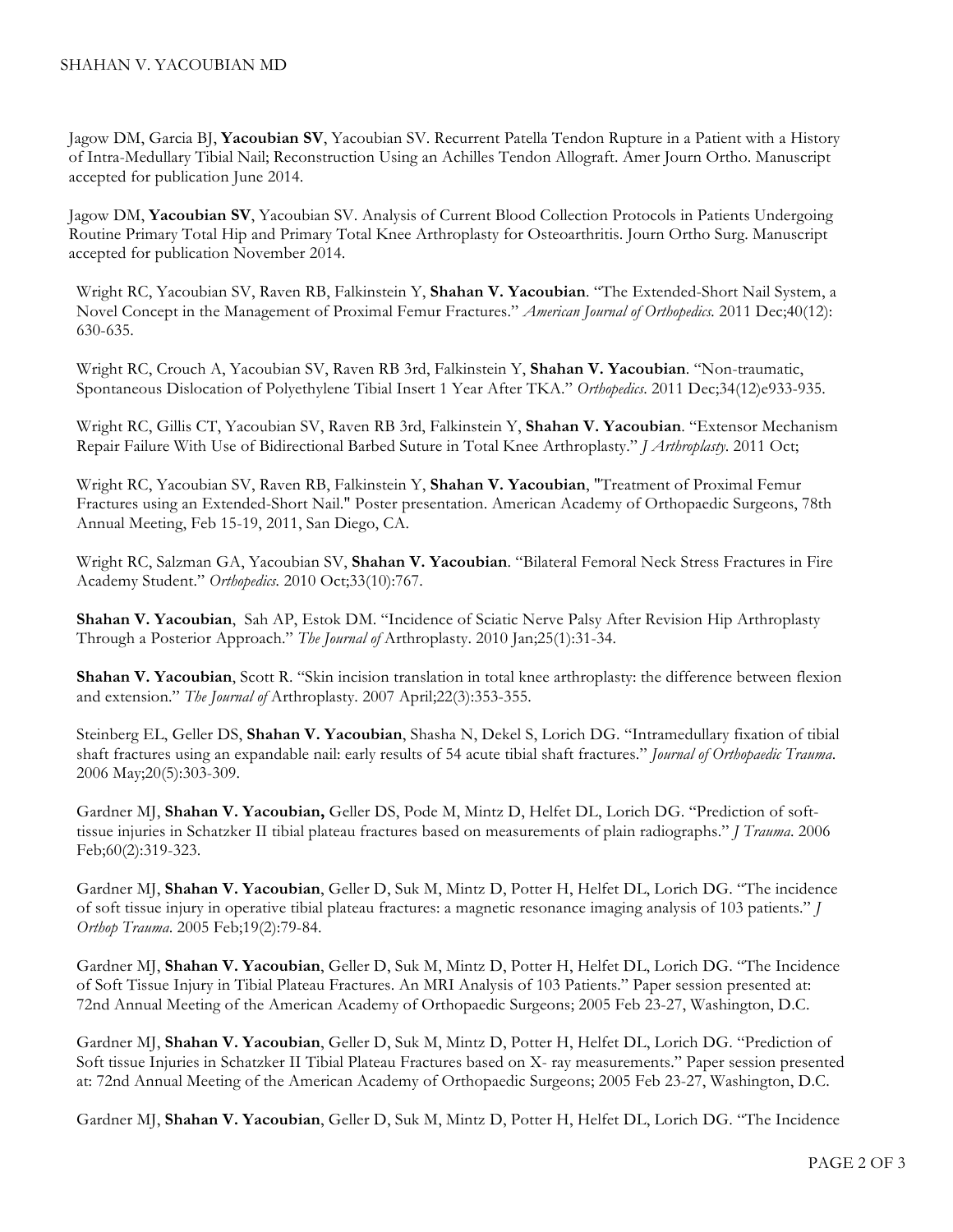Jagow DM, Garcia BJ, **Yacoubian SV**, Yacoubian SV. Recurrent Patella Tendon Rupture in a Patient with a History of Intra-Medullary Tibial Nail; Reconstruction Using an Achilles Tendon Allograft. Amer Journ Ortho. Manuscript accepted for publication June 2014.

Jagow DM, **Yacoubian SV**, Yacoubian SV. Analysis of Current Blood Collection Protocols in Patients Undergoing Routine Primary Total Hip and Primary Total Knee Arthroplasty for Osteoarthritis. Journ Ortho Surg. Manuscript accepted for publication November 2014.

Wright RC, Yacoubian SV, Raven RB, Falkinstein Y, **Shahan V. Yacoubian**. "The Extended-Short Nail System, a Novel Concept in the Management of Proximal Femur Fractures." *American Journal of Orthopedics*. 2011 Dec;40(12): 630-635.

Wright RC, Crouch A, Yacoubian SV, Raven RB 3rd, Falkinstein Y, **Shahan V. Yacoubian**. "Non-traumatic, Spontaneous Dislocation of Polyethylene Tibial Insert 1 Year After TKA." *Orthopedics*. 2011 Dec;34(12)e933-935.

Wright RC, Gillis CT, Yacoubian SV, Raven RB 3rd, Falkinstein Y, **Shahan V. Yacoubian**. "Extensor Mechanism Repair Failure With Use of Bidirectional Barbed Suture in Total Knee Arthroplasty." *J Arthroplasty*. 2011 Oct;

Wright RC, Yacoubian SV, Raven RB, Falkinstein Y, **Shahan V. Yacoubian**, "Treatment of Proximal Femur Fractures using an Extended-Short Nail." Poster presentation. American Academy of Orthopaedic Surgeons, 78th Annual Meeting, Feb 15-19, 2011, San Diego, CA.

Wright RC, Salzman GA, Yacoubian SV, **Shahan V. Yacoubian**. "Bilateral Femoral Neck Stress Fractures in Fire Academy Student." *Orthopedics.* 2010 Oct;33(10):767.

**Shahan V. Yacoubian**, Sah AP, Estok DM. "Incidence of Sciatic Nerve Palsy After Revision Hip Arthroplasty Through a Posterior Approach." *The Journal of* Arthroplasty. 2010 Jan;25(1):31-34.

**Shahan V. Yacoubian**, Scott R. "Skin incision translation in total knee arthroplasty: the difference between flexion and extension." *The Journal of* Arthroplasty. 2007 April;22(3):353-355.

Steinberg EL, Geller DS, **Shahan V. Yacoubian**, Shasha N, Dekel S, Lorich DG. "Intramedullary fixation of tibial shaft fractures using an expandable nail: early results of 54 acute tibial shaft fractures." *Journal of Orthopaedic Trauma*. 2006 May;20(5):303-309.

Gardner MJ, **Shahan V. Yacoubian,** Geller DS, Pode M, Mintz D, Helfet DL, Lorich DG. "Prediction of soft-tissue injuries in Schatzker II tibial plateau fractures based on measurements of plain radiographs." *J Trauma*. 2006 Feb;60(2):319-323.

Gardner MJ, **Shahan V. Yacoubian**, Geller D, Suk M, Mintz D, Potter H, Helfet DL, Lorich DG. "The incidence of soft tissue injury in operative tibial plateau fractures: a magnetic resonance imaging analysis of 103 patients." *J Orthop Trauma*. 2005 Feb;19(2):79-84.

Gardner MJ, **Shahan V. Yacoubian**, Geller D, Suk M, Mintz D, Potter H, Helfet DL, Lorich DG. "The Incidence of Soft Tissue Injury in Tibial Plateau Fractures. An MRI Analysis of 103 Patients." Paper session presented at: 72nd Annual Meeting of the American Academy of Orthopaedic Surgeons; 2005 Feb 23-27, Washington, D.C.

Gardner MJ, **Shahan V. Yacoubian**, Geller D, Suk M, Mintz D, Potter H, Helfet DL, Lorich DG. "Prediction of Soft tissue Injuries in Schatzker II Tibial Plateau Fractures based on X- ray measurements." Paper session presented at: 72nd Annual Meeting of the American Academy of Orthopaedic Surgeons; 2005 Feb 23-27, Washington, D.C.

Gardner MJ, **Shahan V. Yacoubian**, Geller D, Suk M, Mintz D, Potter H, Helfet DL, Lorich DG. "The Incidence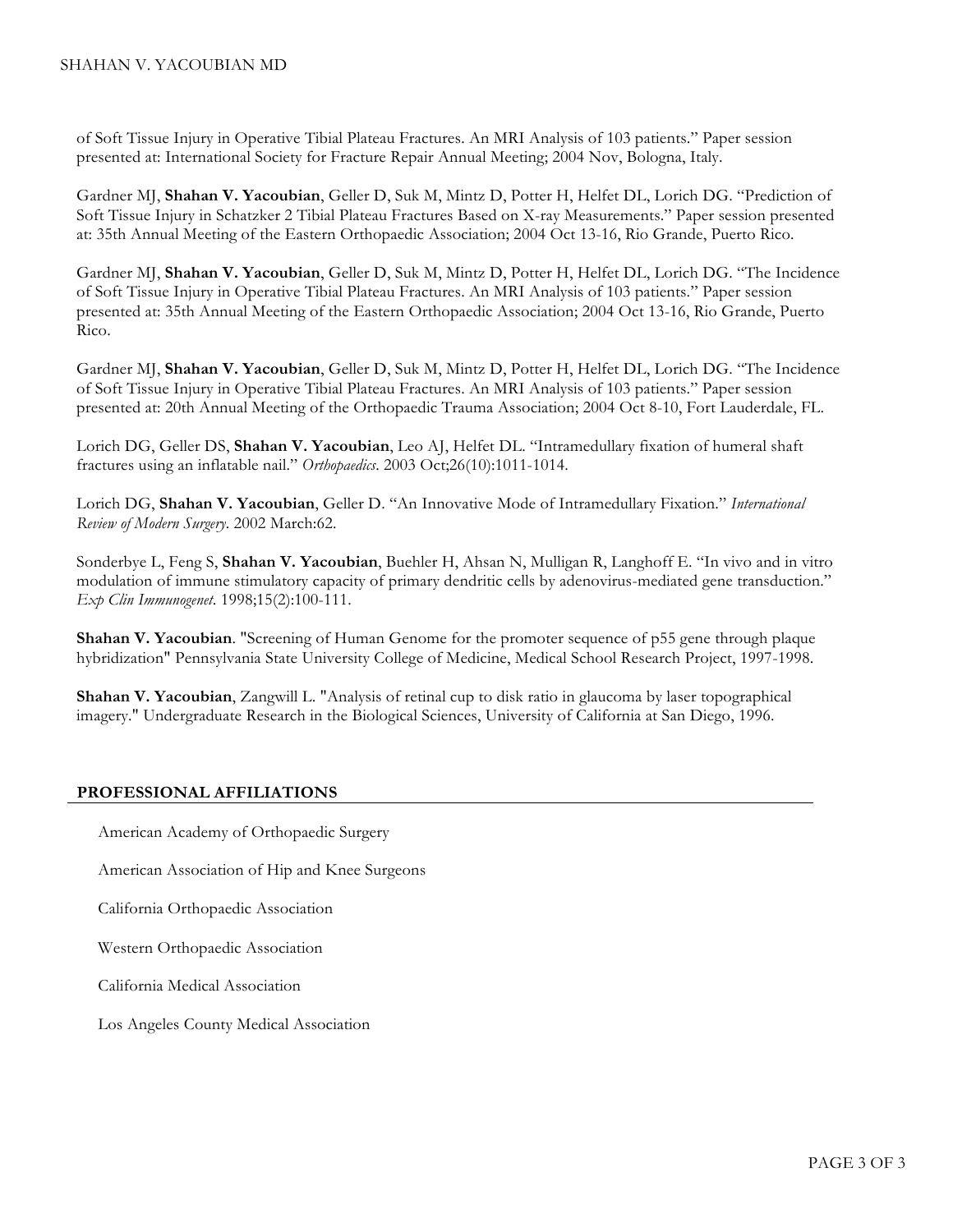of Soft Tissue Injury in Operative Tibial Plateau Fractures. An MRI Analysis of 103 patients." Paper session presented at: International Society for Fracture Repair Annual Meeting; 2004 Nov, Bologna, Italy.

Gardner MJ, **Shahan V. Yacoubian**, Geller D, Suk M, Mintz D, Potter H, Helfet DL, Lorich DG. "Prediction of Soft Tissue Injury in Schatzker 2 Tibial Plateau Fractures Based on X-ray Measurements." Paper session presented at: 35th Annual Meeting of the Eastern Orthopaedic Association; 2004 Oct 13-16, Rio Grande, Puerto Rico.

Gardner MJ, **Shahan V. Yacoubian**, Geller D, Suk M, Mintz D, Potter H, Helfet DL, Lorich DG. "The Incidence of Soft Tissue Injury in Operative Tibial Plateau Fractures. An MRI Analysis of 103 patients." Paper session presented at: 35th Annual Meeting of the Eastern Orthopaedic Association; 2004 Oct 13-16, Rio Grande, Puerto Rico.

Gardner MJ, **Shahan V. Yacoubian**, Geller D, Suk M, Mintz D, Potter H, Helfet DL, Lorich DG. "The Incidence of Soft Tissue Injury in Operative Tibial Plateau Fractures. An MRI Analysis of 103 patients." Paper session presented at: 20th Annual Meeting of the Orthopaedic Trauma Association; 2004 Oct 8-10, Fort Lauderdale, FL.

Lorich DG, Geller DS, **Shahan V. Yacoubian**, Leo AJ, Helfet DL. "Intramedullary fixation of humeral shaft fractures using an inflatable nail." *Orthopaedics*. 2003 Oct;26(10):1011-1014.

Lorich DG, **Shahan V. Yacoubian**, Geller D. "An Innovative Mode of Intramedullary Fixation." *International Review of Modern Surgery*. 2002 March:62.

Sonderbye L, Feng S, **Shahan V. Yacoubian**, Buehler H, Ahsan N, Mulligan R, Langhoff E. "In vivo and in vitro modulation of immune stimulatory capacity of primary dendritic cells by adenovirus-mediated gene transduction." *Exp Clin Immunogenet*. 1998;15(2):100-111.

**Shahan V. Yacoubian**. "Screening of Human Genome for the promoter sequence of p55 gene through plaque hybridization" Pennsylvania State University College of Medicine, Medical School Research Project, 1997-1998.

**Shahan V. Yacoubian**, Zangwill L. "Analysis of retinal cup to disk ratio in glaucoma by laser topographical imagery." Undergraduate Research in the Biological Sciences, University of California at San Diego, 1996.

## PROFESSIONAL AFFILIATIONS

American Academy of Orthopaedic Surgery

American Association of Hip and Knee Surgeons

California Orthopaedic Association

Western Orthopaedic Association

California Medical Association

Los Angeles County Medical Association